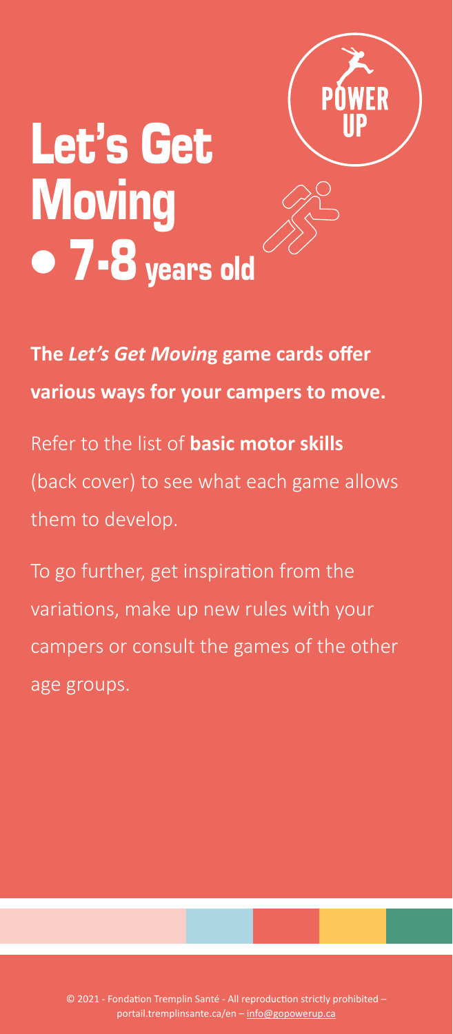# Let's Get Moving • 7-8 years old

POWER UP

**The *Let's Get Moving* game cards offer various ways for your campers to move.**

Refer to the list of **basic motor skills** (back cover) to see what each game allows them to develop.

To go further, get inspiration from the variations, make up new rules with your campers or consult the games of the other age groups.

© 2021 - Fondation Tremplin Santé - All reproduction strictly prohibited – portail.tremplinsante.ca/en – info@gopowerup.ca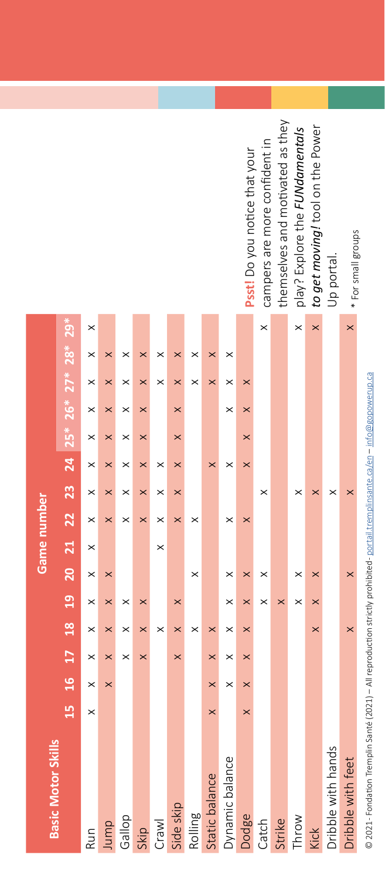| Basic Motor Skills | Game number | | | | | | | | | | | | | | |
|---|---|---|---|---|---|---|---|---|---|---|---|---|---|---|---|
| | 15 | 16 | 17 | 18 | 19 | 20 | 21 | 22 | 23 | 24 | 25* | 26* | 27* | 28* | 29* |
| Run | × | × | × | × | × | × | × | × | × | × | × | × | × | × | × |
| Jump | | × | × | × | × | × | | × | × | × | × | × | × | × | |
| Gallop | | | × | × | × | | | × | × | × | × | × | × | × | |
| Skip | | | × | × | × | | | × | × | × | × | × | × | × | |
| Crawl | | | | × | | | × | × | × | × | | | × | × | |
| Side skip | | | × | × | × | | | × | × | × | × | × | × | × | |
| Rolling | | | | × | | × | | × | | | | | × | × | |
| Static balance | × | × | × | × | | | | | | × | | | × | × | |
| Dynamic balance | | × | × | × | × | × | | × | | × | | × | × | × | |
| Dodge | × | × | × | × | × | × | | × | | × | × | × | × | | |
| Catch | | | | | × | × | | | × | | | | | | × |
| Strike | | | | | × | | | | | | | | | | |
| Throw | | | | | × | × | | | × | | | | | | × |
| Kick | | | | × | × | × | | | × | | | | | | × |
| Dribble with hands | | | | | | | | | × | | | | | | |
| Dribble with feet | | | | × | | × | | | × | | | | | | × |

© 2021 - Fondation Tremplin Santé (2021) – All reproduction strictly prohibited - portail.tremplinsante.ca/en – info@gopowerup.ca

**Psst!** Do you notice that your campers are more confident in themselves and motivated as they play? Explore the ***FUNdamentals to get moving!*** tool on the Power Up portal.

\* For small groups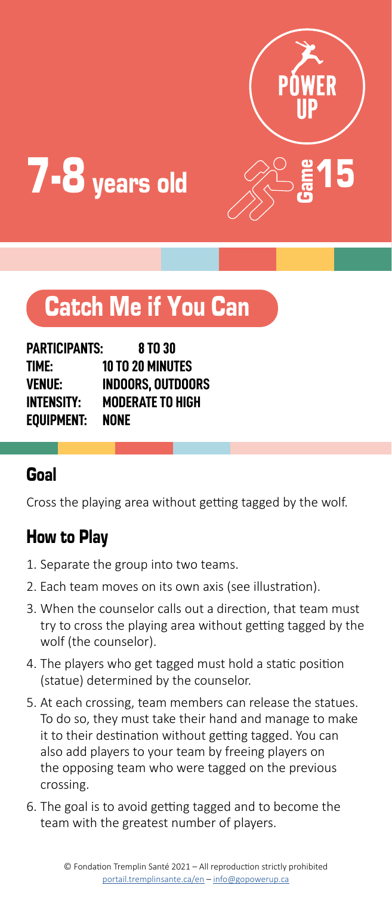# 7-8 years old

POWER UP

Game 15

## Catch Me if You Can

**PARTICIPANTS:** 8 TO 30
**TIME:** 10 TO 20 MINUTES
**VENUE:** INDOORS, OUTDOORS
**INTENSITY:** MODERATE TO HIGH
**EQUIPMENT:** NONE

### Goal

Cross the playing area without getting tagged by the wolf.

### How to Play

1. Separate the group into two teams.
2. Each team moves on its own axis (see illustration).
3. When the counselor calls out a direction, that team must try to cross the playing area without getting tagged by the wolf (the counselor).
4. The players who get tagged must hold a static position (statue) determined by the counselor.
5. At each crossing, team members can release the statues. To do so, they must take their hand and manage to make it to their destination without getting tagged. You can also add players to your team by freeing players on the opposing team who were tagged on the previous crossing.
6. The goal is to avoid getting tagged and to become the team with the greatest number of players.

© Fondation Tremplin Santé 2021 – All reproduction strictly prohibited
portail.tremplinsante.ca/en – info@gopowerup.ca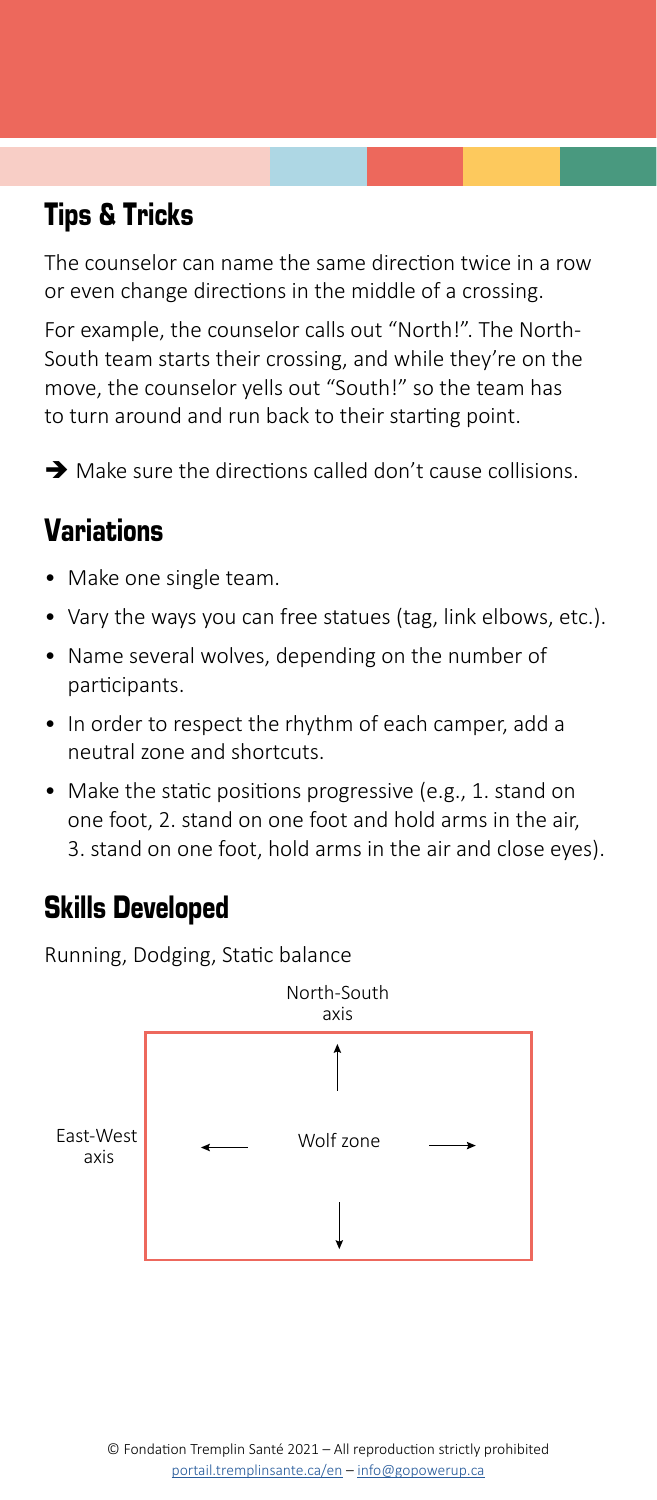## Tips & Tricks

The counselor can name the same direction twice in a row or even change directions in the middle of a crossing.

For example, the counselor calls out "North!". The North-South team starts their crossing, and while they're on the move, the counselor yells out "South!" so the team has to turn around and run back to their starting point.

➔ Make sure the directions called don't cause collisions.

## Variations

- Make one single team.
- Vary the ways you can free statues (tag, link elbows, etc.).
- Name several wolves, depending on the number of participants.
- In order to respect the rhythm of each camper, add a neutral zone and shortcuts.
- Make the static positions progressive (e.g., 1. stand on one foot, 2. stand on one foot and hold arms in the air, 3. stand on one foot, hold arms in the air and close eyes).

## Skills Developed

Running, Dodging, Static balance

North-South axis

East-West axis

Wolf zone

© Fondation Tremplin Santé 2021 – All reproduction strictly prohibited
portail.tremplinsante.ca/en – info@gopowerup.ca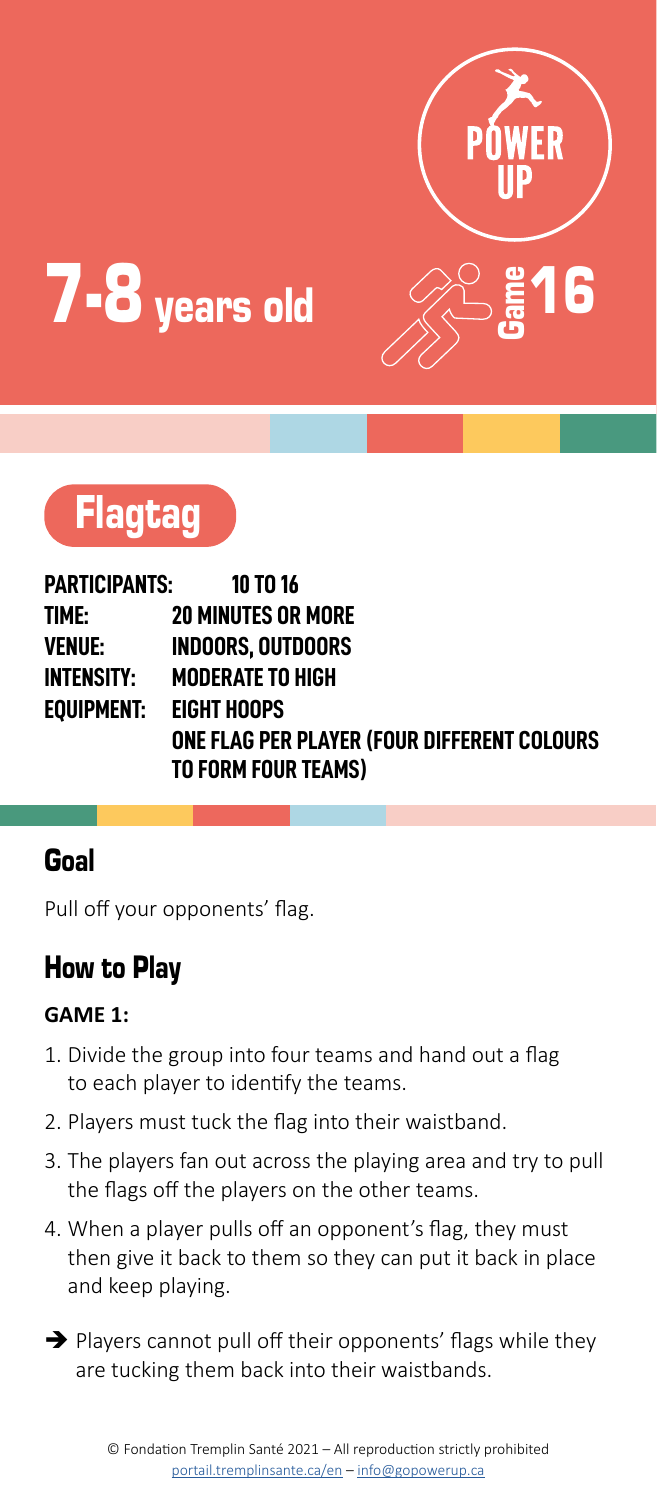# 7-8 years old

POWER UP

Game 16

## Flagtag

**PARTICIPANTS:** 10 TO 16
**TIME:** 20 MINUTES OR MORE
**VENUE:** INDOORS, OUTDOORS
**INTENSITY:** MODERATE TO HIGH
**EQUIPMENT:** EIGHT HOOPS
ONE FLAG PER PLAYER (FOUR DIFFERENT COLOURS TO FORM FOUR TEAMS)

## Goal

Pull off your opponents' flag.

## How to Play

**GAME 1:**

1. Divide the group into four teams and hand out a flag to each player to identify the teams.
2. Players must tuck the flag into their waistband.
3. The players fan out across the playing area and try to pull the flags off the players on the other teams.
4. When a player pulls off an opponent's flag, they must then give it back to them so they can put it back in place and keep playing.

➔ Players cannot pull off their opponents' flags while they are tucking them back into their waistbands.

© Fondation Tremplin Santé 2021 – All reproduction strictly prohibited
portail.tremplinsante.ca/en – info@gopowerup.ca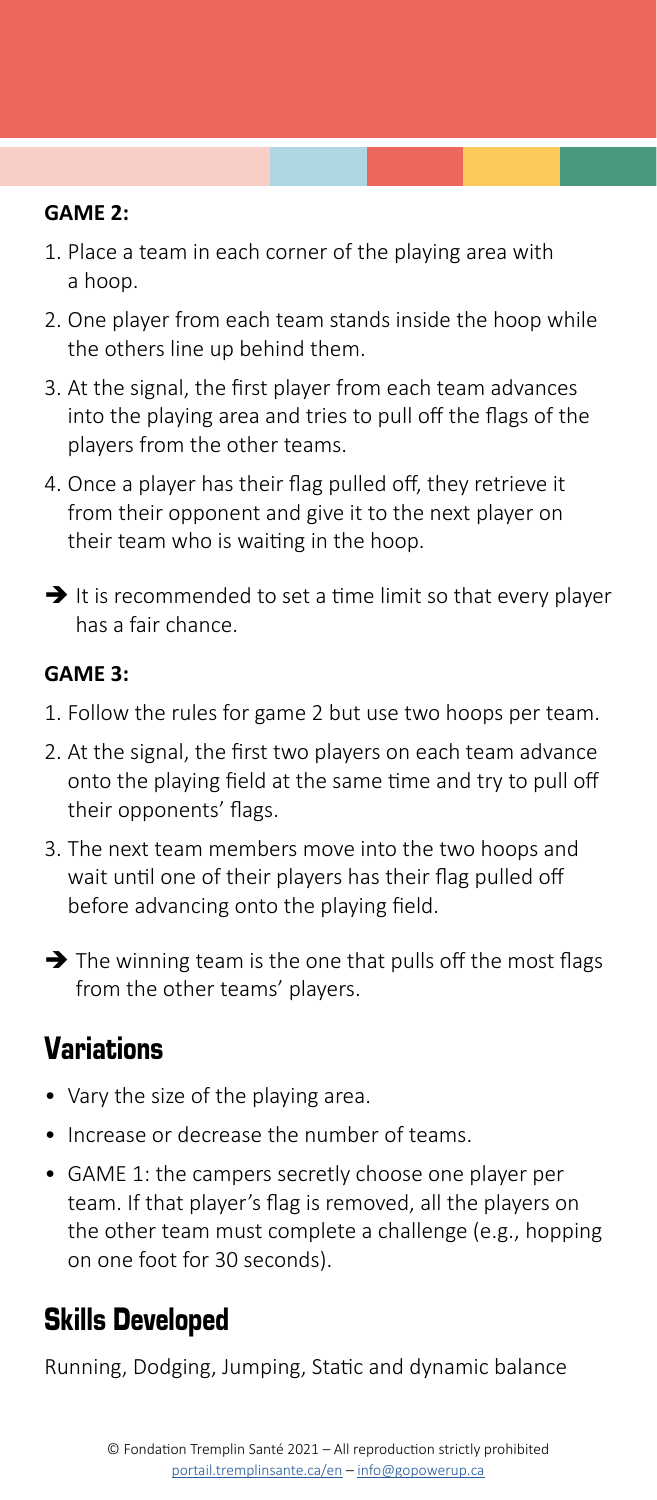**GAME 2:**

1. Place a team in each corner of the playing area with a hoop.
2. One player from each team stands inside the hoop while the others line up behind them.
3. At the signal, the first player from each team advances into the playing area and tries to pull off the flags of the players from the other teams.
4. Once a player has their flag pulled off, they retrieve it from their opponent and give it to the next player on their team who is waiting in the hoop.

➔ It is recommended to set a time limit so that every player has a fair chance.

**GAME 3:**

1. Follow the rules for game 2 but use two hoops per team.
2. At the signal, the first two players on each team advance onto the playing field at the same time and try to pull off their opponents' flags.
3. The next team members move into the two hoops and wait until one of their players has their flag pulled off before advancing onto the playing field.

➔ The winning team is the one that pulls off the most flags from the other teams' players.

## Variations

- Vary the size of the playing area.
- Increase or decrease the number of teams.
- GAME 1: the campers secretly choose one player per team. If that player's flag is removed, all the players on the other team must complete a challenge (e.g., hopping on one foot for 30 seconds).

## Skills Developed

Running, Dodging, Jumping, Static and dynamic balance

© Fondation Tremplin Santé 2021 – All reproduction strictly prohibited
portail.tremplinsante.ca/en – info@gopowerup.ca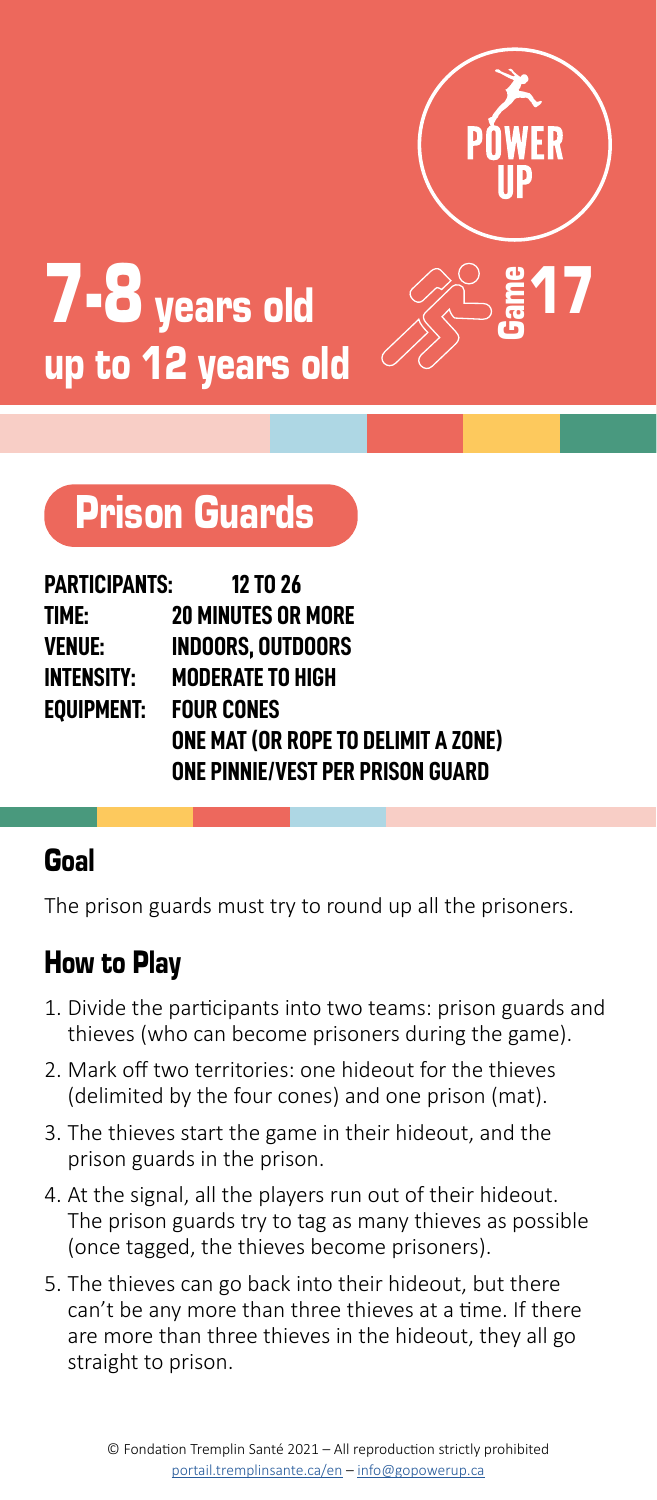# 7-8 years old up to 12 years old

POWER UP

Game 17

## Prison Guards

**PARTICIPANTS:** 12 TO 26
**TIME:** 20 MINUTES OR MORE
**VENUE:** INDOORS, OUTDOORS
**INTENSITY:** MODERATE TO HIGH
**EQUIPMENT:** FOUR CONES
ONE MAT (OR ROPE TO DELIMIT A ZONE)
ONE PINNIE/VEST PER PRISON GUARD

### Goal

The prison guards must try to round up all the prisoners.

### How to Play

1. Divide the participants into two teams: prison guards and thieves (who can become prisoners during the game).
2. Mark off two territories: one hideout for the thieves (delimited by the four cones) and one prison (mat).
3. The thieves start the game in their hideout, and the prison guards in the prison.
4. At the signal, all the players run out of their hideout. The prison guards try to tag as many thieves as possible (once tagged, the thieves become prisoners).
5. The thieves can go back into their hideout, but there can't be any more than three thieves at a time. If there are more than three thieves in the hideout, they all go straight to prison.

© Fondation Tremplin Santé 2021 – All reproduction strictly prohibited
portail.tremplinsante.ca/en – info@gopowerup.ca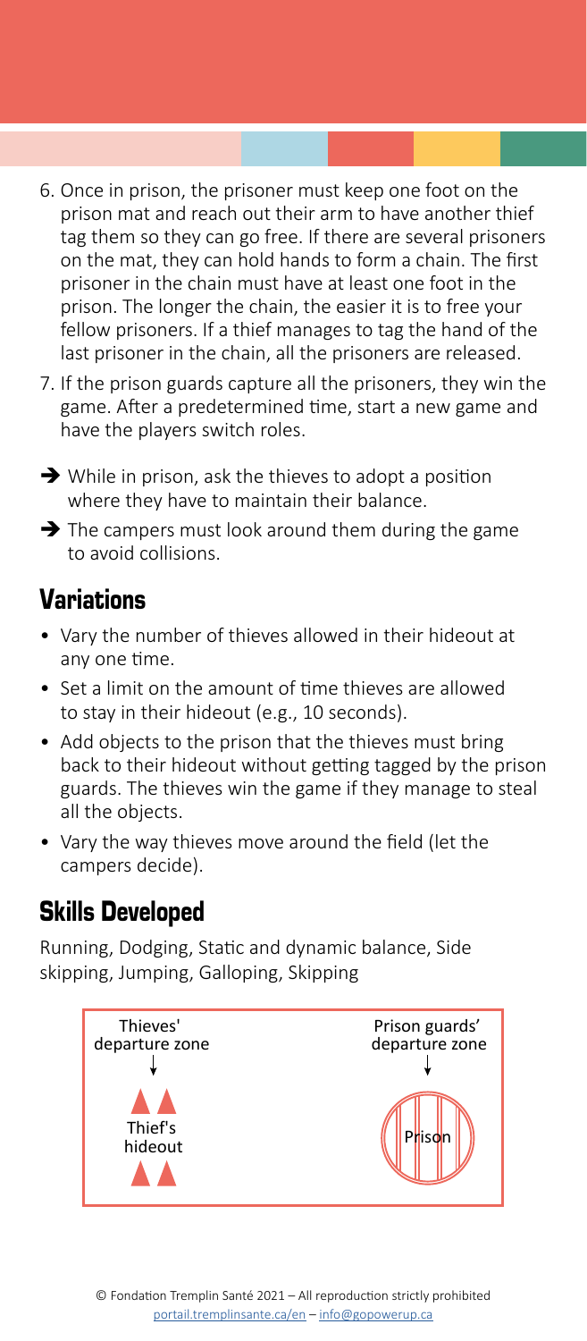6. Once in prison, the prisoner must keep one foot on the prison mat and reach out their arm to have another thief tag them so they can go free. If there are several prisoners on the mat, they can hold hands to form a chain. The first prisoner in the chain must have at least one foot in the prison. The longer the chain, the easier it is to free your fellow prisoners. If a thief manages to tag the hand of the last prisoner in the chain, all the prisoners are released.
7. If the prison guards capture all the prisoners, they win the game. After a predetermined time, start a new game and have the players switch roles.

➔ While in prison, ask the thieves to adopt a position where they have to maintain their balance.

➔ The campers must look around them during the game to avoid collisions.

## Variations

- Vary the number of thieves allowed in their hideout at any one time.
- Set a limit on the amount of time thieves are allowed to stay in their hideout (e.g., 10 seconds).
- Add objects to the prison that the thieves must bring back to their hideout without getting tagged by the prison guards. The thieves win the game if they manage to steal all the objects.
- Vary the way thieves move around the field (let the campers decide).

## Skills Developed

Running, Dodging, Static and dynamic balance, Side skipping, Jumping, Galloping, Skipping

Thieves' departure zone

Thief's hideout

Prison guards' departure zone

Prison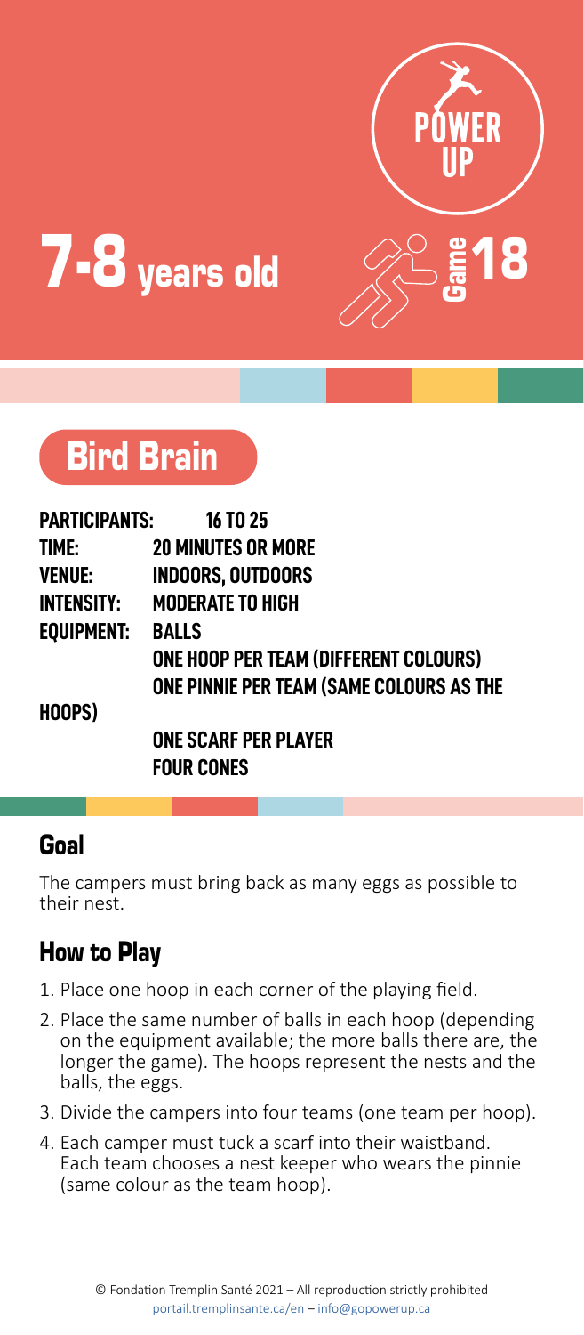# 7-8 years old

POWER UP

Game 18

## Bird Brain

**PARTICIPANTS:** 16 TO 25
**TIME:** 20 MINUTES OR MORE
**VENUE:** INDOORS, OUTDOORS
**INTENSITY:** MODERATE TO HIGH
**EQUIPMENT:** BALLS
ONE HOOP PER TEAM (DIFFERENT COLOURS)
ONE PINNIE PER TEAM (SAME COLOURS AS THE HOOPS)
ONE SCARF PER PLAYER
FOUR CONES

### Goal

The campers must bring back as many eggs as possible to their nest.

### How to Play

1. Place one hoop in each corner of the playing field.
2. Place the same number of balls in each hoop (depending on the equipment available; the more balls there are, the longer the game). The hoops represent the nests and the balls, the eggs.
3. Divide the campers into four teams (one team per hoop).
4. Each camper must tuck a scarf into their waistband. Each team chooses a nest keeper who wears the pinnie (same colour as the team hoop).

© Fondation Tremplin Santé 2021 – All reproduction strictly prohibited
portail.tremplinsante.ca/en – info@gopowerup.ca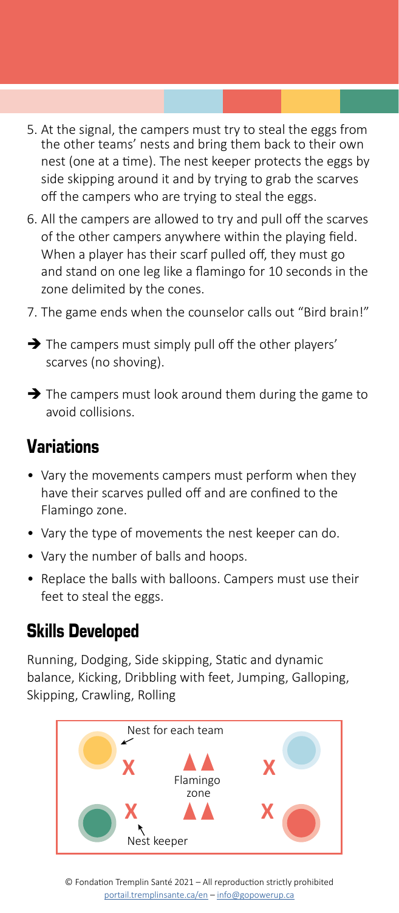5. At the signal, the campers must try to steal the eggs from the other teams' nests and bring them back to their own nest (one at a time). The nest keeper protects the eggs by side skipping around it and by trying to grab the scarves off the campers who are trying to steal the eggs.
6. All the campers are allowed to try and pull off the scarves of the other campers anywhere within the playing field. When a player has their scarf pulled off, they must go and stand on one leg like a flamingo for 10 seconds in the zone delimited by the cones.
7. The game ends when the counselor calls out "Bird brain!"

➔ The campers must simply pull off the other players' scarves (no shoving).

➔ The campers must look around them during the game to avoid collisions.

## Variations

- Vary the movements campers must perform when they have their scarves pulled off and are confined to the Flamingo zone.
- Vary the type of movements the nest keeper can do.
- Vary the number of balls and hoops.
- Replace the balls with balloons. Campers must use their feet to steal the eggs.

## Skills Developed

Running, Dodging, Side skipping, Static and dynamic balance, Kicking, Dribbling with feet, Jumping, Galloping, Skipping, Crawling, Rolling

Nest for each team

Flamingo zone

Nest keeper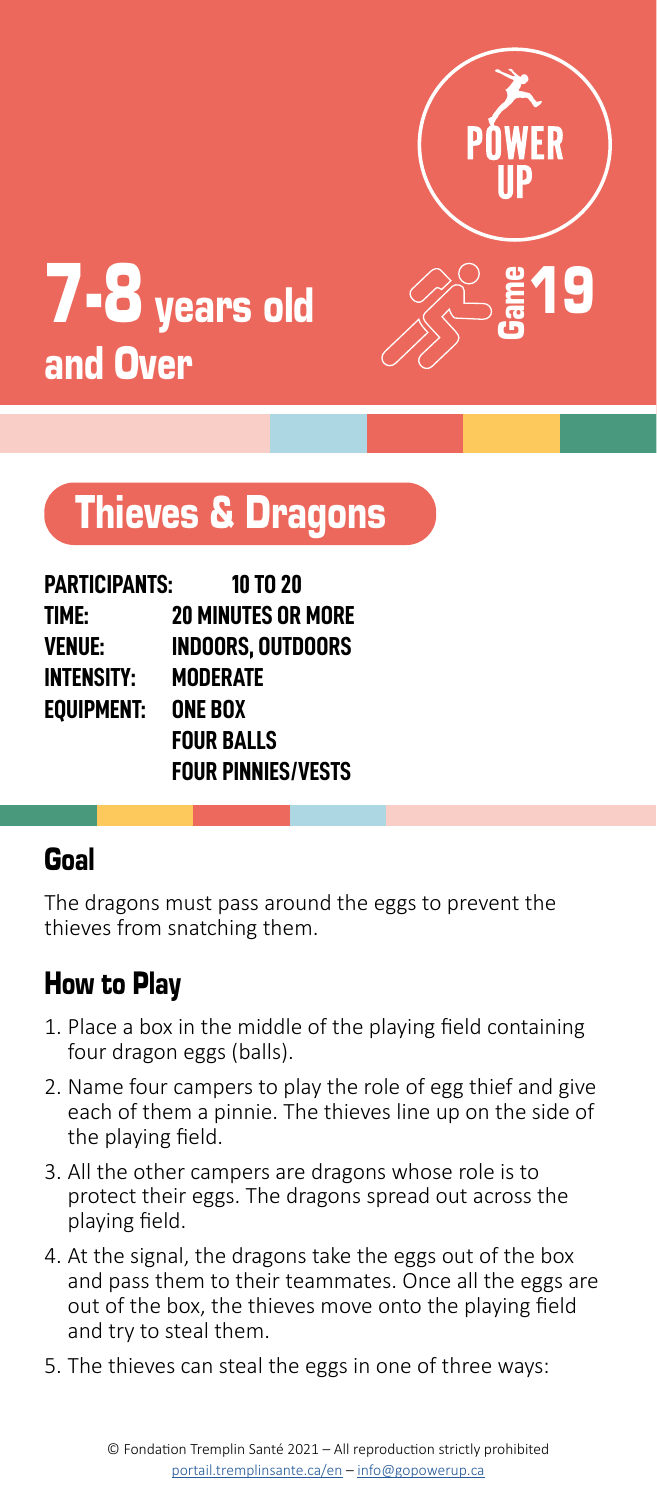POWER UP

# 7-8 years old and Over

Game 19

## Thieves & Dragons

**PARTICIPANTS:** 10 TO 20
**TIME:** 20 MINUTES OR MORE
**VENUE:** INDOORS, OUTDOORS
**INTENSITY:** MODERATE
**EQUIPMENT:** ONE BOX
FOUR BALLS
FOUR PINNIES/VESTS

### Goal

The dragons must pass around the eggs to prevent the thieves from snatching them.

### How to Play

1. Place a box in the middle of the playing field containing four dragon eggs (balls).
2. Name four campers to play the role of egg thief and give each of them a pinnie. The thieves line up on the side of the playing field.
3. All the other campers are dragons whose role is to protect their eggs. The dragons spread out across the playing field.
4. At the signal, the dragons take the eggs out of the box and pass them to their teammates. Once all the eggs are out of the box, the thieves move onto the playing field and try to steal them.
5. The thieves can steal the eggs in one of three ways:

© Fondation Tremplin Santé 2021 – All reproduction strictly prohibited
portail.tremplinsante.ca/en – info@gopowerup.ca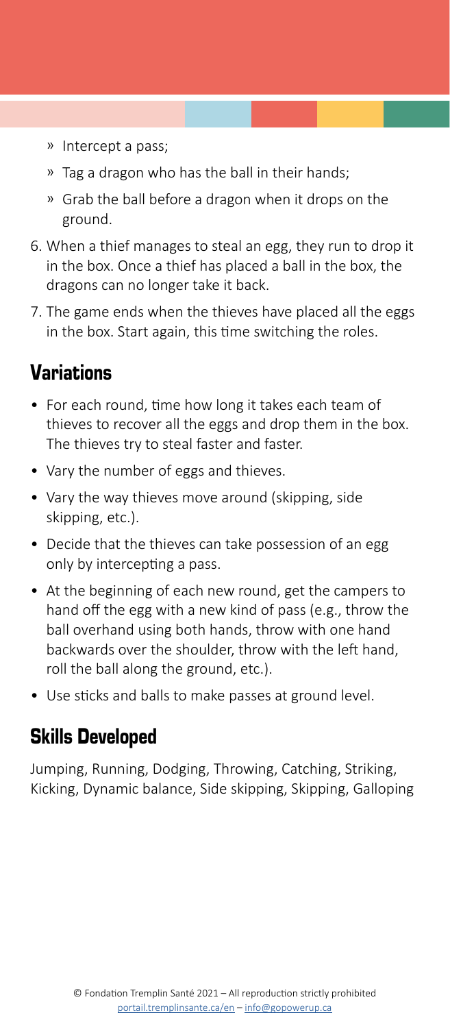- Intercept a pass;
   - Tag a dragon who has the ball in their hands;
   - Grab the ball before a dragon when it drops on the ground.
6. When a thief manages to steal an egg, they run to drop it in the box. Once a thief has placed a ball in the box, the dragons can no longer take it back.
7. The game ends when the thieves have placed all the eggs in the box. Start again, this time switching the roles.

## Variations

- For each round, time how long it takes each team of thieves to recover all the eggs and drop them in the box. The thieves try to steal faster and faster.
- Vary the number of eggs and thieves.
- Vary the way thieves move around (skipping, side skipping, etc.).
- Decide that the thieves can take possession of an egg only by intercepting a pass.
- At the beginning of each new round, get the campers to hand off the egg with a new kind of pass (e.g., throw the ball overhand using both hands, throw with one hand backwards over the shoulder, throw with the left hand, roll the ball along the ground, etc.).
- Use sticks and balls to make passes at ground level.

## Skills Developed

Jumping, Running, Dodging, Throwing, Catching, Striking, Kicking, Dynamic balance, Side skipping, Skipping, Galloping

© Fondation Tremplin Santé 2021 – All reproduction strictly prohibited
portail.tremplinsante.ca/en – info@gopowerup.ca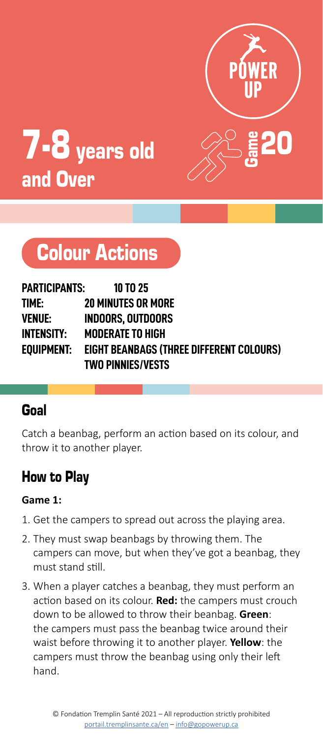# 7-8 years old and Over

POWER UP

Game 20

## Colour Actions

**PARTICIPANTS:** 10 TO 25
**TIME:** 20 MINUTES OR MORE
**VENUE:** INDOORS, OUTDOORS
**INTENSITY:** MODERATE TO HIGH
**EQUIPMENT:** EIGHT BEANBAGS (THREE DIFFERENT COLOURS)
TWO PINNIES/VESTS

### Goal

Catch a beanbag, perform an action based on its colour, and throw it to another player.

### How to Play

**Game 1:**

1. Get the campers to spread out across the playing area.
2. They must swap beanbags by throwing them. The campers can move, but when they've got a beanbag, they must stand still.
3. When a player catches a beanbag, they must perform an action based on its colour. **Red:** the campers must crouch down to be allowed to throw their beanbag. **Green**: the campers must pass the beanbag twice around their waist before throwing it to another player. **Yellow**: the campers must throw the beanbag using only their left hand.

© Fondation Tremplin Santé 2021 – All reproduction strictly prohibited
portail.tremplinsante.ca/en – info@gopowerup.ca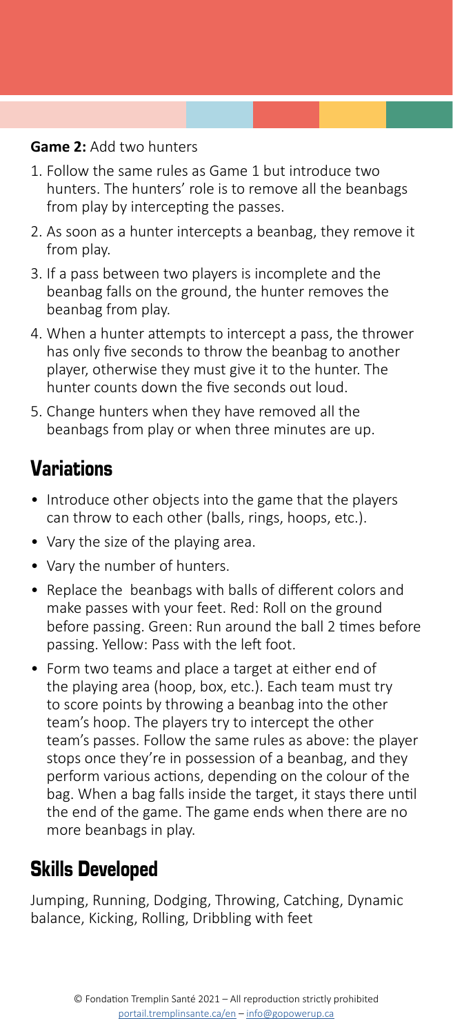**Game 2:** Add two hunters

1. Follow the same rules as Game 1 but introduce two hunters. The hunters' role is to remove all the beanbags from play by intercepting the passes.
2. As soon as a hunter intercepts a beanbag, they remove it from play.
3. If a pass between two players is incomplete and the beanbag falls on the ground, the hunter removes the beanbag from play.
4. When a hunter attempts to intercept a pass, the thrower has only five seconds to throw the beanbag to another player, otherwise they must give it to the hunter. The hunter counts down the five seconds out loud.
5. Change hunters when they have removed all the beanbags from play or when three minutes are up.

## Variations

- Introduce other objects into the game that the players can throw to each other (balls, rings, hoops, etc.).
- Vary the size of the playing area.
- Vary the number of hunters.
- Replace the beanbags with balls of different colors and make passes with your feet. Red: Roll on the ground before passing. Green: Run around the ball 2 times before passing. Yellow: Pass with the left foot.
- Form two teams and place a target at either end of the playing area (hoop, box, etc.). Each team must try to score points by throwing a beanbag into the other team's hoop. The players try to intercept the other team's passes. Follow the same rules as above: the player stops once they're in possession of a beanbag, and they perform various actions, depending on the colour of the bag. When a bag falls inside the target, it stays there until the end of the game. The game ends when there are no more beanbags in play.

## Skills Developed

Jumping, Running, Dodging, Throwing, Catching, Dynamic balance, Kicking, Rolling, Dribbling with feet

© Fondation Tremplin Santé 2021 – All reproduction strictly prohibited
portail.tremplinsante.ca/en – info@gopowerup.ca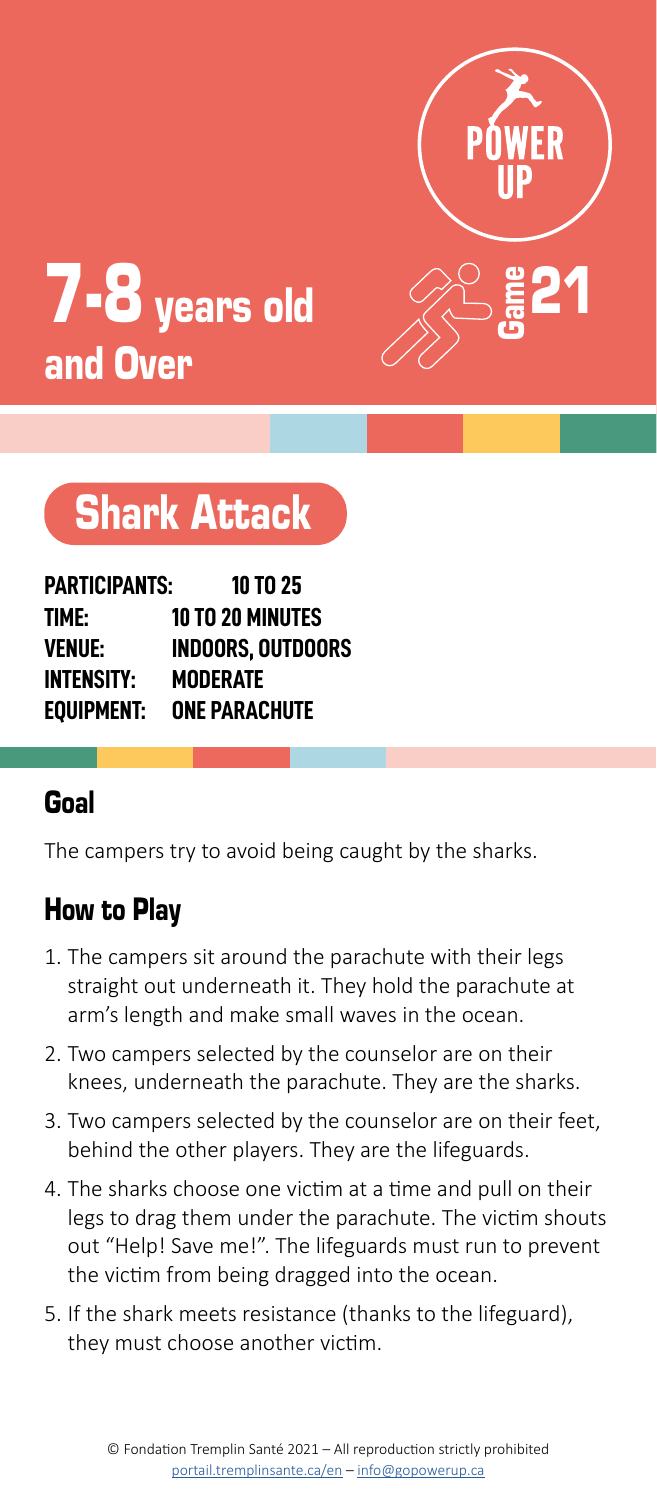POWER UP

# 7-8 years old and Over

Game 21

## Shark Attack

**PARTICIPANTS:** 10 TO 25
**TIME:** 10 TO 20 MINUTES
**VENUE:** INDOORS, OUTDOORS
**INTENSITY:** MODERATE
**EQUIPMENT:** ONE PARACHUTE

### Goal

The campers try to avoid being caught by the sharks.

### How to Play

1. The campers sit around the parachute with their legs straight out underneath it. They hold the parachute at arm's length and make small waves in the ocean.
2. Two campers selected by the counselor are on their knees, underneath the parachute. They are the sharks.
3. Two campers selected by the counselor are on their feet, behind the other players. They are the lifeguards.
4. The sharks choose one victim at a time and pull on their legs to drag them under the parachute. The victim shouts out "Help! Save me!". The lifeguards must run to prevent the victim from being dragged into the ocean.
5. If the shark meets resistance (thanks to the lifeguard), they must choose another victim.

© Fondation Tremplin Santé 2021 – All reproduction strictly prohibited
portail.tremplinsante.ca/en – info@gopowerup.ca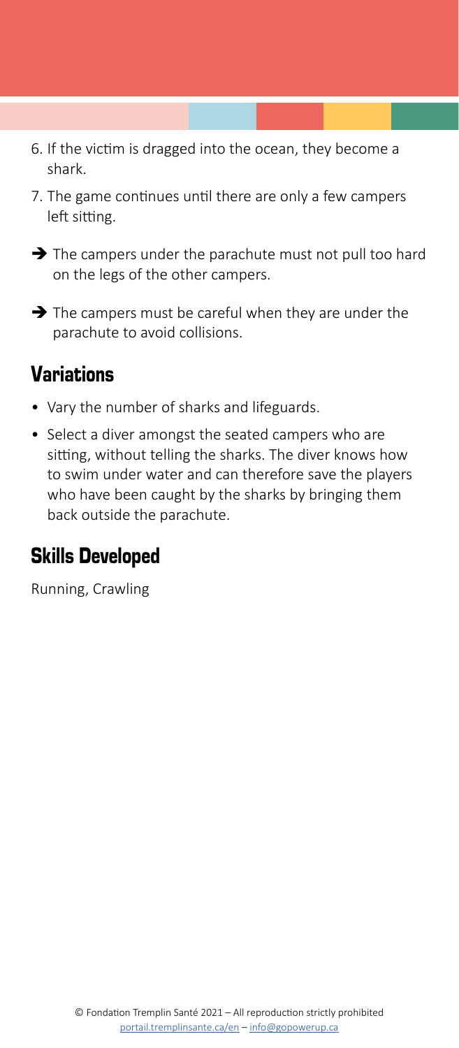6. If the victim is dragged into the ocean, they become a shark.
7. The game continues until there are only a few campers left sitting.

➔ The campers under the parachute must not pull too hard on the legs of the other campers.

➔ The campers must be careful when they are under the parachute to avoid collisions.

## Variations

- Vary the number of sharks and lifeguards.
- Select a diver amongst the seated campers who are sitting, without telling the sharks. The diver knows how to swim under water and can therefore save the players who have been caught by the sharks by bringing them back outside the parachute.

## Skills Developed

Running, Crawling

© Fondation Tremplin Santé 2021 – All reproduction strictly prohibited
portail.tremplinsante.ca/en – info@gopowerup.ca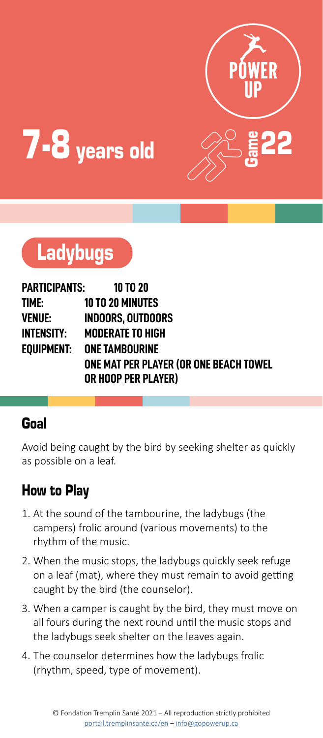# 7-8 years old

POWER UP

Game 22

## Ladybugs

**PARTICIPANTS:** 10 TO 20
**TIME:** 10 TO 20 MINUTES
**VENUE:** INDOORS, OUTDOORS
**INTENSITY:** MODERATE TO HIGH
**EQUIPMENT:** ONE TAMBOURINE
ONE MAT PER PLAYER (OR ONE BEACH TOWEL OR HOOP PER PLAYER)

### Goal

Avoid being caught by the bird by seeking shelter as quickly as possible on a leaf.

### How to Play

1. At the sound of the tambourine, the ladybugs (the campers) frolic around (various movements) to the rhythm of the music.
2. When the music stops, the ladybugs quickly seek refuge on a leaf (mat), where they must remain to avoid getting caught by the bird (the counselor).
3. When a camper is caught by the bird, they must move on all fours during the next round until the music stops and the ladybugs seek shelter on the leaves again.
4. The counselor determines how the ladybugs frolic (rhythm, speed, type of movement).

© Fondation Tremplin Santé 2021 – All reproduction strictly prohibited
portail.tremplinsante.ca/en – info@gopowerup.ca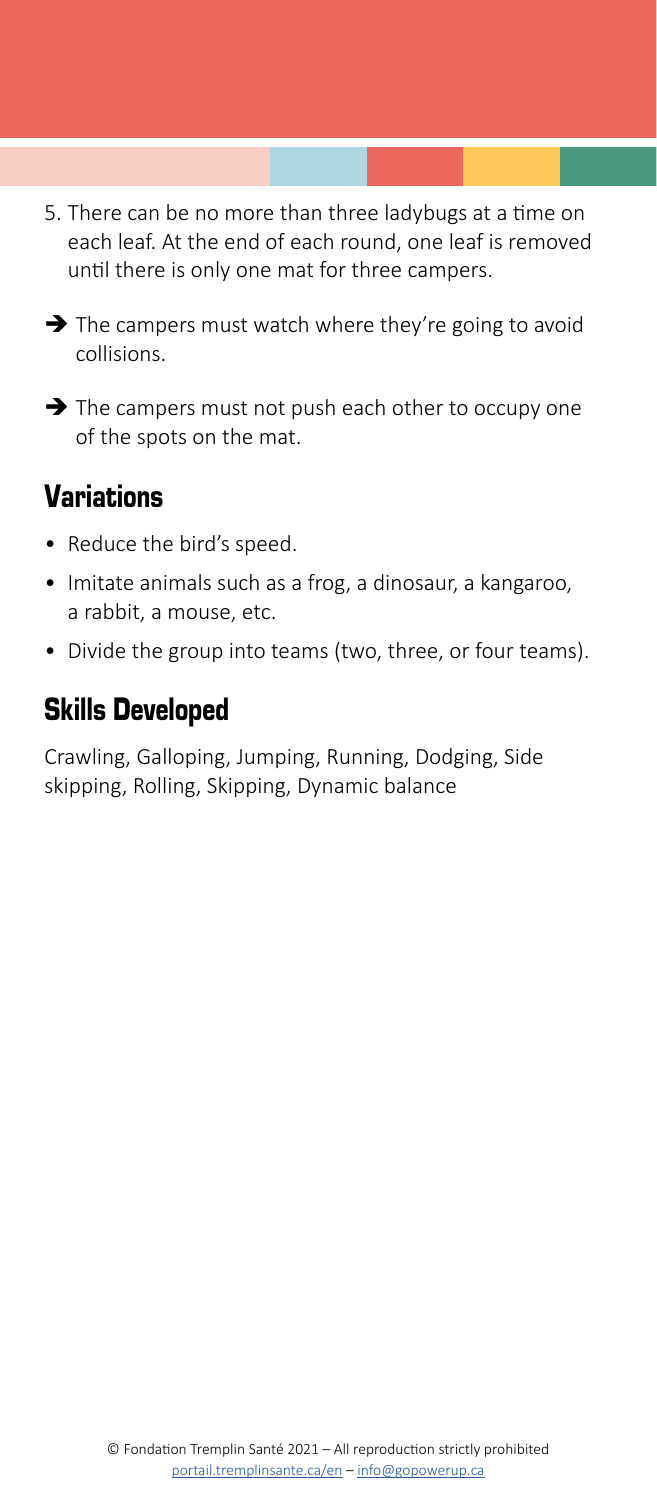5. There can be no more than three ladybugs at a time on each leaf. At the end of each round, one leaf is removed until there is only one mat for three campers.

➔ The campers must watch where they're going to avoid collisions.

➔ The campers must not push each other to occupy one of the spots on the mat.

## Variations

- Reduce the bird's speed.
- Imitate animals such as a frog, a dinosaur, a kangaroo, a rabbit, a mouse, etc.
- Divide the group into teams (two, three, or four teams).

## Skills Developed

Crawling, Galloping, Jumping, Running, Dodging, Side skipping, Rolling, Skipping, Dynamic balance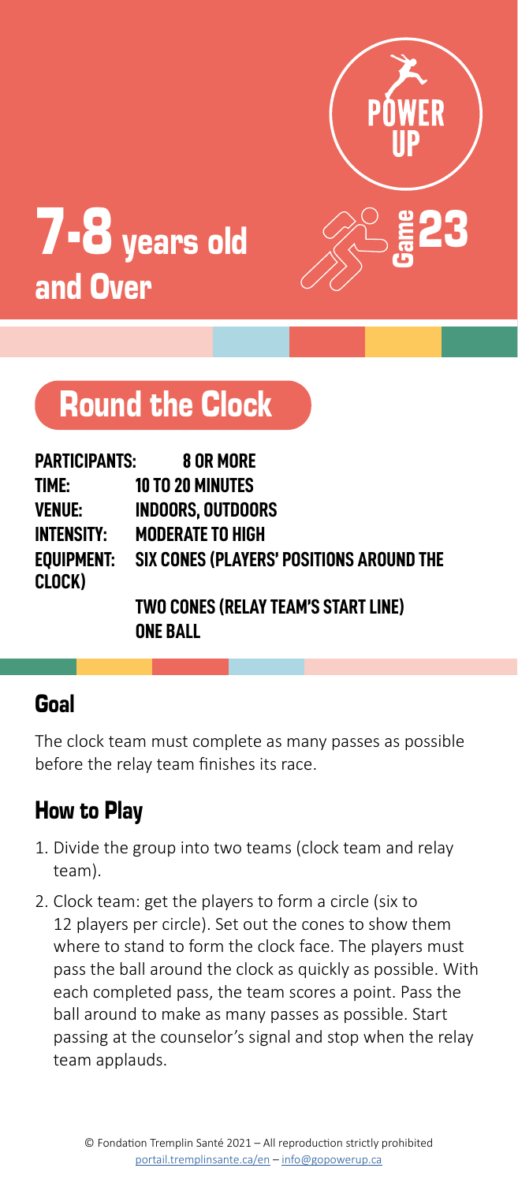POWER UP

# 7-8 years old and Over

Game 23

## Round the Clock

**PARTICIPANTS:** 8 OR MORE
**TIME:** 10 TO 20 MINUTES
**VENUE:** INDOORS, OUTDOORS
**INTENSITY:** MODERATE TO HIGH
**EQUIPMENT:** SIX CONES (PLAYERS' POSITIONS AROUND THE CLOCK)
TWO CONES (RELAY TEAM'S START LINE)
ONE BALL

### Goal

The clock team must complete as many passes as possible before the relay team finishes its race.

### How to Play

1. Divide the group into two teams (clock team and relay team).
2. Clock team: get the players to form a circle (six to 12 players per circle). Set out the cones to show them where to stand to form the clock face. The players must pass the ball around the clock as quickly as possible. With each completed pass, the team scores a point. Pass the ball around to make as many passes as possible. Start passing at the counselor's signal and stop when the relay team applauds.

© Fondation Tremplin Santé 2021 – All reproduction strictly prohibited
portail.tremplinsante.ca/en – info@gopowerup.ca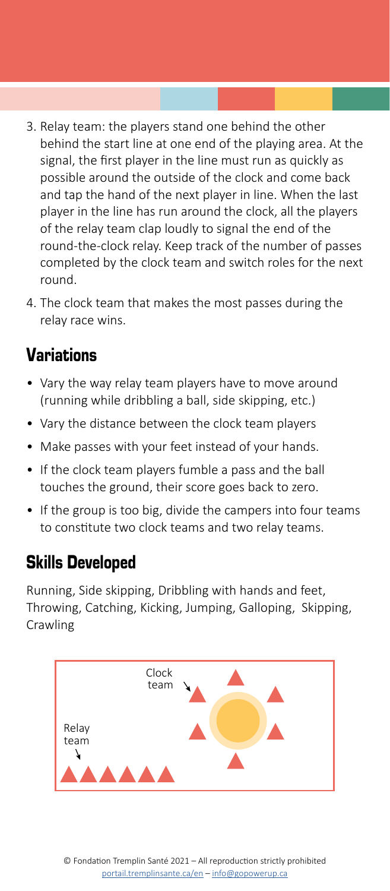3. Relay team: the players stand one behind the other behind the start line at one end of the playing area. At the signal, the first player in the line must run as quickly as possible around the outside of the clock and come back and tap the hand of the next player in line. When the last player in the line has run around the clock, all the players of the relay team clap loudly to signal the end of the round-the-clock relay. Keep track of the number of passes completed by the clock team and switch roles for the next round.
4. The clock team that makes the most passes during the relay race wins.

## Variations

- Vary the way relay team players have to move around (running while dribbling a ball, side skipping, etc.)
- Vary the distance between the clock team players
- Make passes with your feet instead of your hands.
- If the clock team players fumble a pass and the ball touches the ground, their score goes back to zero.
- If the group is too big, divide the campers into four teams to constitute two clock teams and two relay teams.

## Skills Developed

Running, Side skipping, Dribbling with hands and feet, Throwing, Catching, Kicking, Jumping, Galloping, Skipping, Crawling

Clock team

Relay team

© Fondation Tremplin Santé 2021 – All reproduction strictly prohibited
portail.tremplinsante.ca/en – info@gopowerup.ca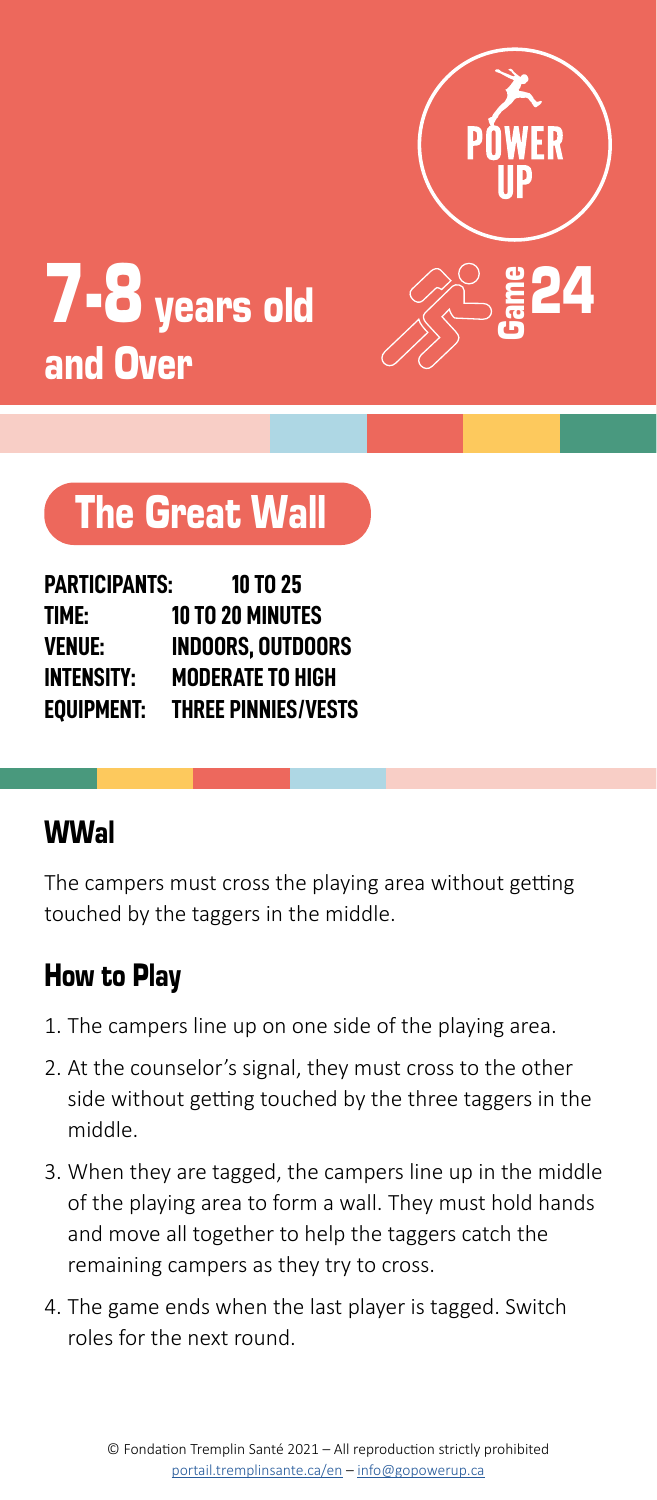# 7-8 years old and Over

POWER UP

Game 24

## The Great Wall

**PARTICIPANTS:** 10 TO 25
**TIME:** 10 TO 20 MINUTES
**VENUE:** INDOORS, OUTDOORS
**INTENSITY:** MODERATE TO HIGH
**EQUIPMENT:** THREE PINNIES/VESTS

### WWal

The campers must cross the playing area without getting touched by the taggers in the middle.

### How to Play

1. The campers line up on one side of the playing area.
2. At the counselor's signal, they must cross to the other side without getting touched by the three taggers in the middle.
3. When they are tagged, the campers line up in the middle of the playing area to form a wall. They must hold hands and move all together to help the taggers catch the remaining campers as they try to cross.
4. The game ends when the last player is tagged. Switch roles for the next round.

© Fondation Tremplin Santé 2021 – All reproduction strictly prohibited
portail.tremplinsante.ca/en – info@gopowerup.ca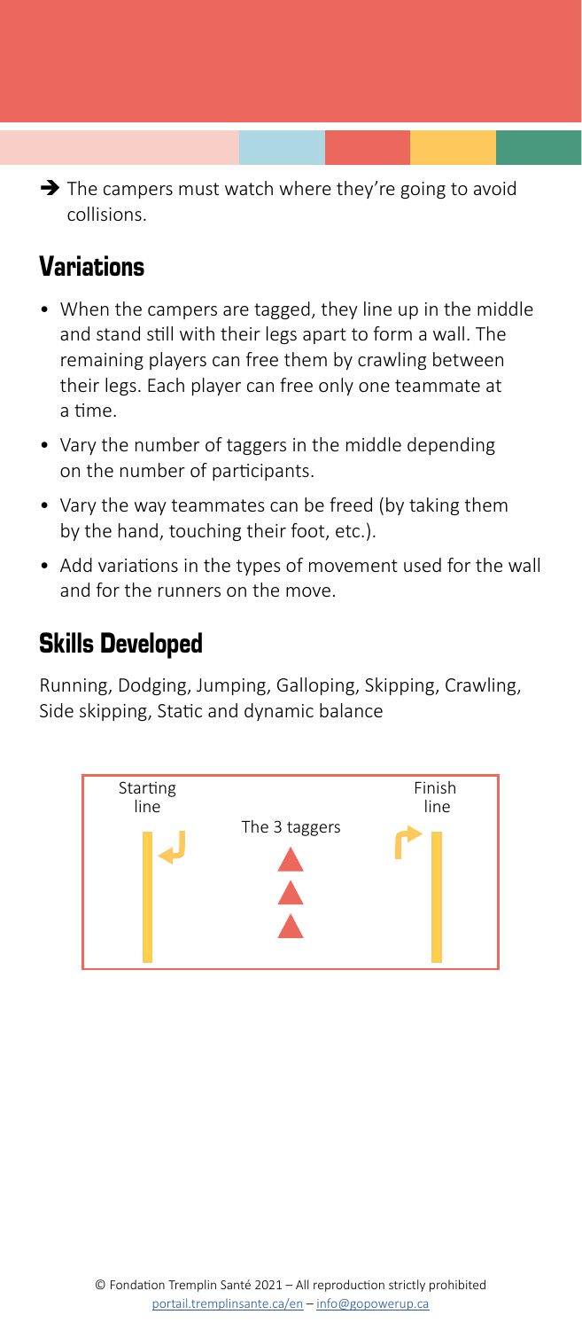➔ The campers must watch where they're going to avoid collisions.

## Variations

- When the campers are tagged, they line up in the middle and stand still with their legs apart to form a wall. The remaining players can free them by crawling between their legs. Each player can free only one teammate at a time.
- Vary the number of taggers in the middle depending on the number of participants.
- Vary the way teammates can be freed (by taking them by the hand, touching their foot, etc.).
- Add variations in the types of movement used for the wall and for the runners on the move.

## Skills Developed

Running, Dodging, Jumping, Galloping, Skipping, Crawling, Side skipping, Static and dynamic balance

Starting line

The 3 taggers

Finish line

© Fondation Tremplin Santé 2021 – All reproduction strictly prohibited
portail.tremplinsante.ca/en – info@gopowerup.ca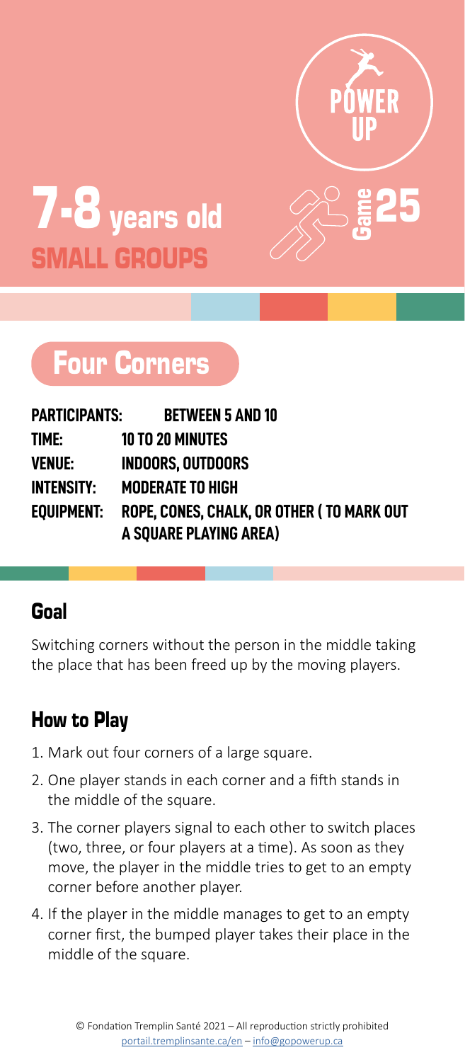POWER UP

# 7-8 years old

## SMALL GROUPS

Game 25

## Four Corners

**PARTICIPANTS:** BETWEEN 5 AND 10
**TIME:** 10 TO 20 MINUTES
**VENUE:** INDOORS, OUTDOORS
**INTENSITY:** MODERATE TO HIGH
**EQUIPMENT:** ROPE, CONES, CHALK, OR OTHER ( TO MARK OUT A SQUARE PLAYING AREA)

### Goal

Switching corners without the person in the middle taking the place that has been freed up by the moving players.

### How to Play

1. Mark out four corners of a large square.
2. One player stands in each corner and a fifth stands in the middle of the square.
3. The corner players signal to each other to switch places (two, three, or four players at a time). As soon as they move, the player in the middle tries to get to an empty corner before another player.
4. If the player in the middle manages to get to an empty corner first, the bumped player takes their place in the middle of the square.

© Fondation Tremplin Santé 2021 – All reproduction strictly prohibited
portail.tremplinsante.ca/en – info@gopowerup.ca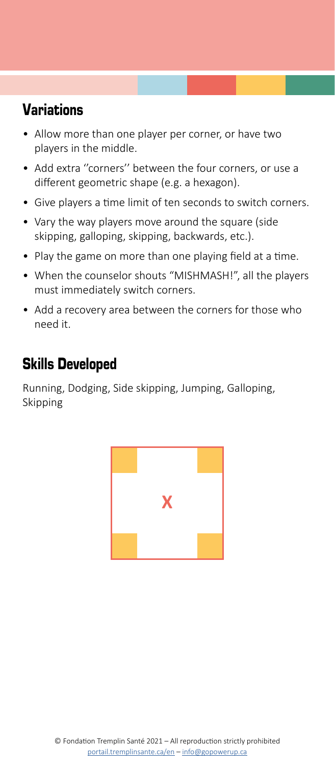## Variations

- Allow more than one player per corner, or have two players in the middle.
- Add extra ''corners'' between the four corners, or use a different geometric shape (e.g. a hexagon).
- Give players a time limit of ten seconds to switch corners.
- Vary the way players move around the square (side skipping, galloping, skipping, backwards, etc.).
- Play the game on more than one playing field at a time.
- When the counselor shouts "MISHMASH!", all the players must immediately switch corners.
- Add a recovery area between the corners for those who need it.

## Skills Developed

Running, Dodging, Side skipping, Jumping, Galloping, Skipping

X

© Fondation Tremplin Santé 2021 – All reproduction strictly prohibited
portail.tremplinsante.ca/en – info@gopowerup.ca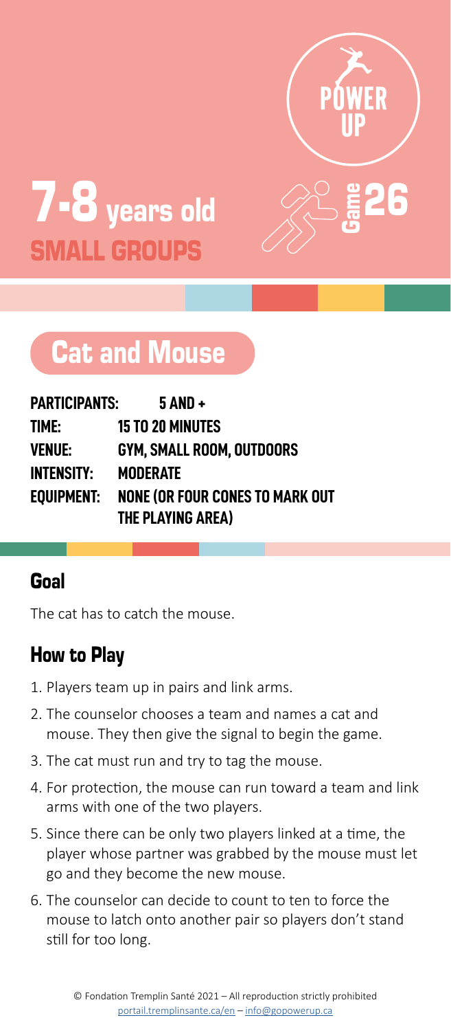POWER UP

# 7-8 years old

## SMALL GROUPS

Game 26

# Cat and Mouse

**PARTICIPANTS:** 5 AND +
**TIME:** 15 TO 20 MINUTES
**VENUE:** GYM, SMALL ROOM, OUTDOORS
**INTENSITY:** MODERATE
**EQUIPMENT:** NONE (OR FOUR CONES TO MARK OUT THE PLAYING AREA)

## Goal

The cat has to catch the mouse.

## How to Play

1. Players team up in pairs and link arms.
2. The counselor chooses a team and names a cat and mouse. They then give the signal to begin the game.
3. The cat must run and try to tag the mouse.
4. For protection, the mouse can run toward a team and link arms with one of the two players.
5. Since there can be only two players linked at a time, the player whose partner was grabbed by the mouse must let go and they become the new mouse.
6. The counselor can decide to count to ten to force the mouse to latch onto another pair so players don't stand still for too long.

© Fondation Tremplin Santé 2021 – All reproduction strictly prohibited
portail.tremplinsante.ca/en – info@gopowerup.ca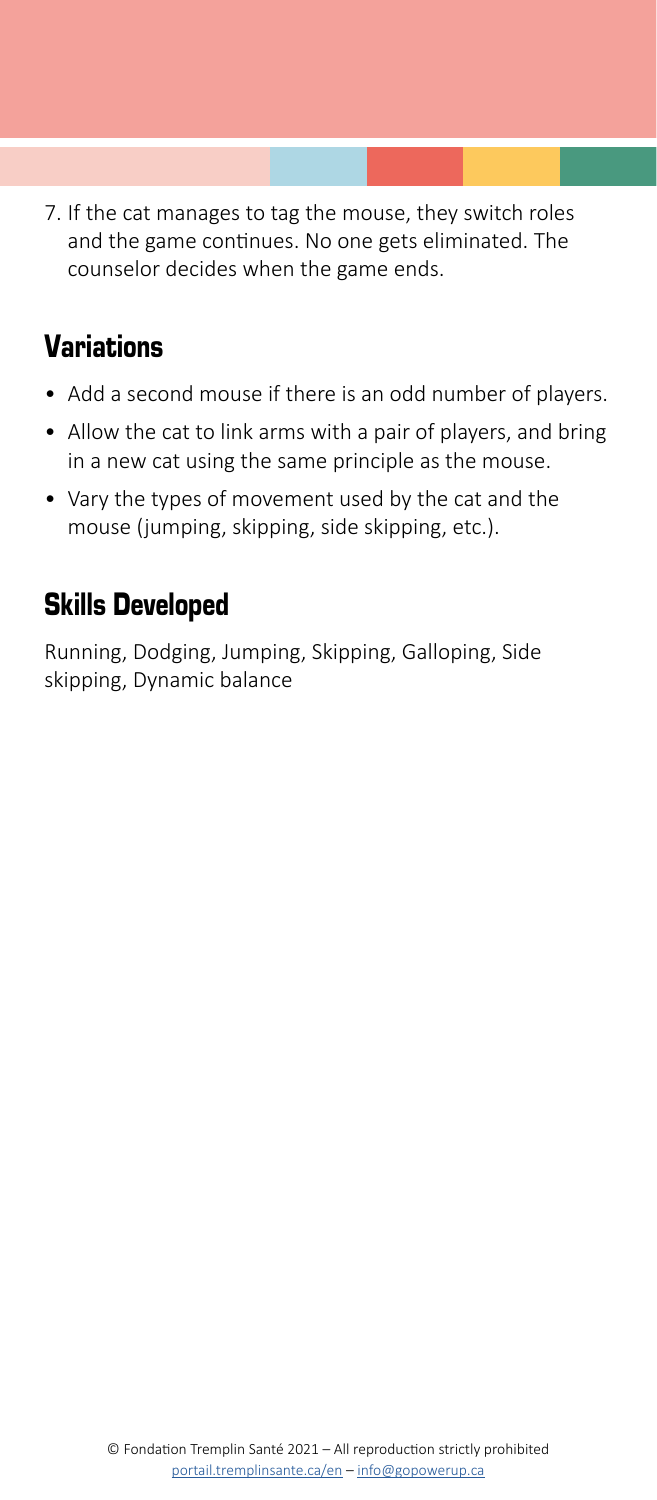7. If the cat manages to tag the mouse, they switch roles and the game continues. No one gets eliminated. The counselor decides when the game ends.

## Variations

- Add a second mouse if there is an odd number of players.
- Allow the cat to link arms with a pair of players, and bring in a new cat using the same principle as the mouse.
- Vary the types of movement used by the cat and the mouse (jumping, skipping, side skipping, etc.).

## Skills Developed

Running, Dodging, Jumping, Skipping, Galloping, Side skipping, Dynamic balance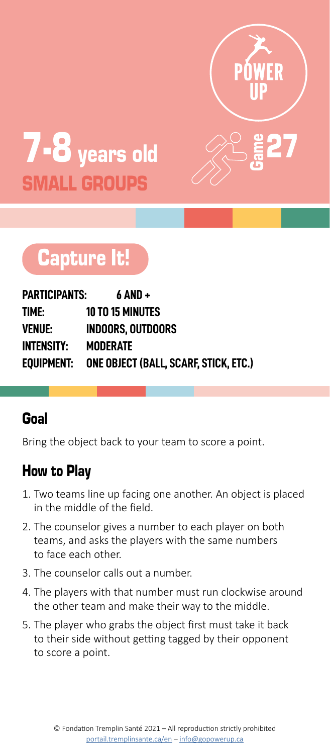POWER UP

# 7-8 years old
## SMALL GROUPS

Game 27

# Capture It!

**PARTICIPANTS:** 6 AND +
**TIME:** 10 TO 15 MINUTES
**VENUE:** INDOORS, OUTDOORS
**INTENSITY:** MODERATE
**EQUIPMENT:** ONE OBJECT (BALL, SCARF, STICK, ETC.)

## Goal

Bring the object back to your team to score a point.

## How to Play

1. Two teams line up facing one another. An object is placed in the middle of the field.
2. The counselor gives a number to each player on both teams, and asks the players with the same numbers to face each other.
3. The counselor calls out a number.
4. The players with that number must run clockwise around the other team and make their way to the middle.
5. The player who grabs the object first must take it back to their side without getting tagged by their opponent to score a point.

© Fondation Tremplin Santé 2021 – All reproduction strictly prohibited
portail.tremplinsante.ca/en – info@gopowerup.ca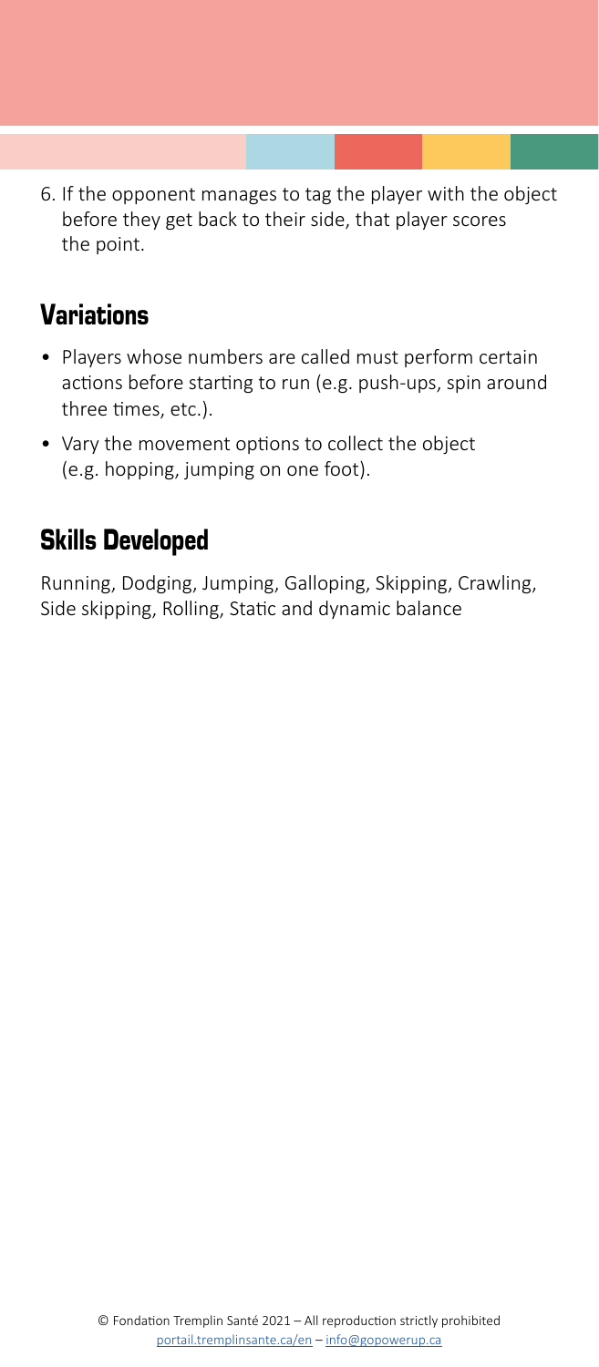6. If the opponent manages to tag the player with the object before they get back to their side, that player scores the point.

## Variations

- Players whose numbers are called must perform certain actions before starting to run (e.g. push-ups, spin around three times, etc.).
- Vary the movement options to collect the object (e.g. hopping, jumping on one foot).

## Skills Developed

Running, Dodging, Jumping, Galloping, Skipping, Crawling, Side skipping, Rolling, Static and dynamic balance

© Fondation Tremplin Santé 2021 – All reproduction strictly prohibited
portail.tremplinsante.ca/en – info@gopowerup.ca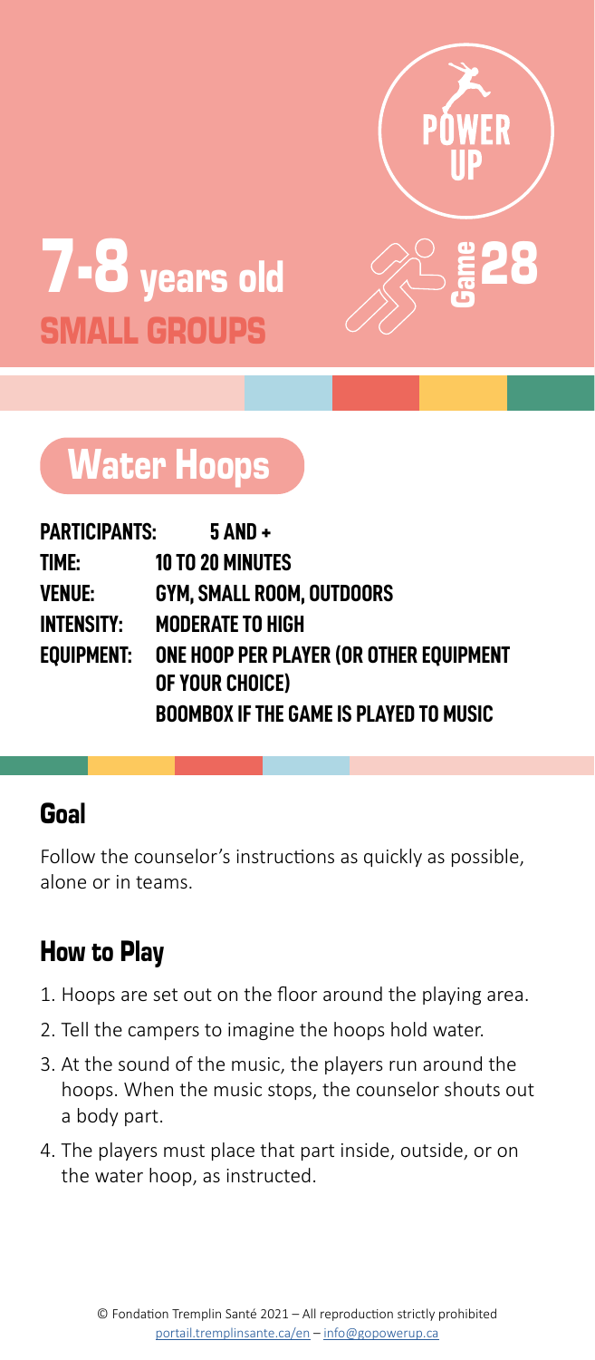**POWER UP**

# 7-8 years old
## SMALL GROUPS

Game 28

## Water Hoops

**PARTICIPANTS:** 5 AND +
**TIME:** 10 TO 20 MINUTES
**VENUE:** GYM, SMALL ROOM, OUTDOORS
**INTENSITY:** MODERATE TO HIGH
**EQUIPMENT:** ONE HOOP PER PLAYER (OR OTHER EQUIPMENT OF YOUR CHOICE)
BOOMBOX IF THE GAME IS PLAYED TO MUSIC

### Goal

Follow the counselor's instructions as quickly as possible, alone or in teams.

### How to Play

1. Hoops are set out on the floor around the playing area.
2. Tell the campers to imagine the hoops hold water.
3. At the sound of the music, the players run around the hoops. When the music stops, the counselor shouts out a body part.
4. The players must place that part inside, outside, or on the water hoop, as instructed.

© Fondation Tremplin Santé 2021 – All reproduction strictly prohibited
portail.tremplinsante.ca/en – info@gopowerup.ca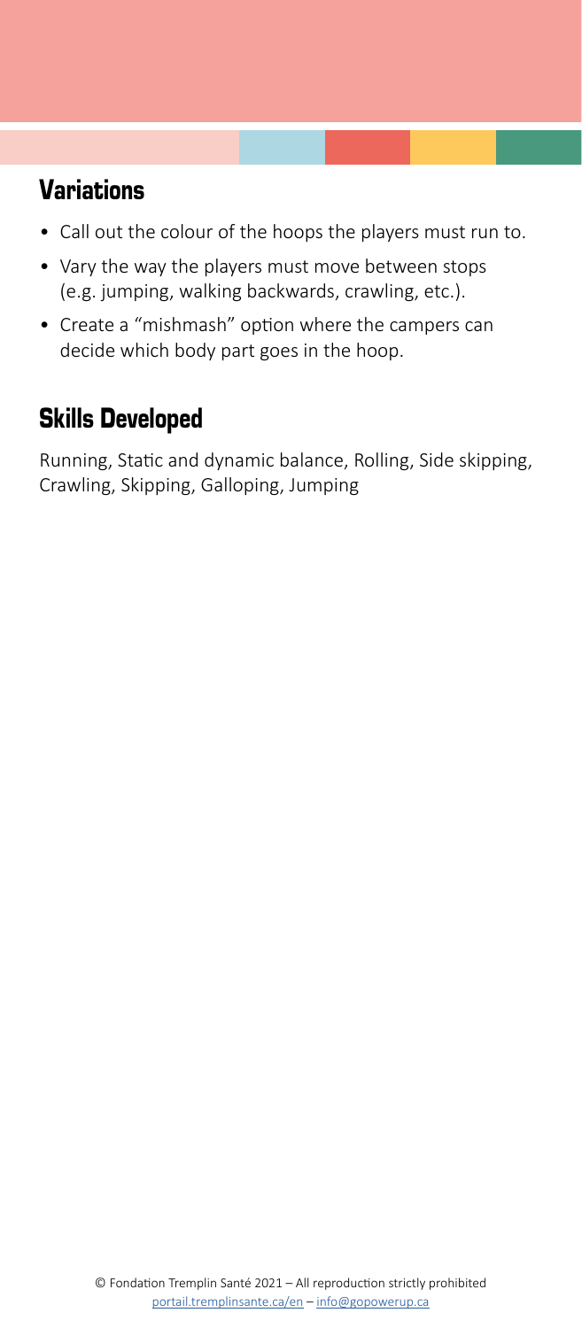## Variations

- Call out the colour of the hoops the players must run to.
- Vary the way the players must move between stops (e.g. jumping, walking backwards, crawling, etc.).
- Create a "mishmash" option where the campers can decide which body part goes in the hoop.

## Skills Developed

Running, Static and dynamic balance, Rolling, Side skipping, Crawling, Skipping, Galloping, Jumping

© Fondation Tremplin Santé 2021 – All reproduction strictly prohibited
portail.tremplinsante.ca/en – info@gopowerup.ca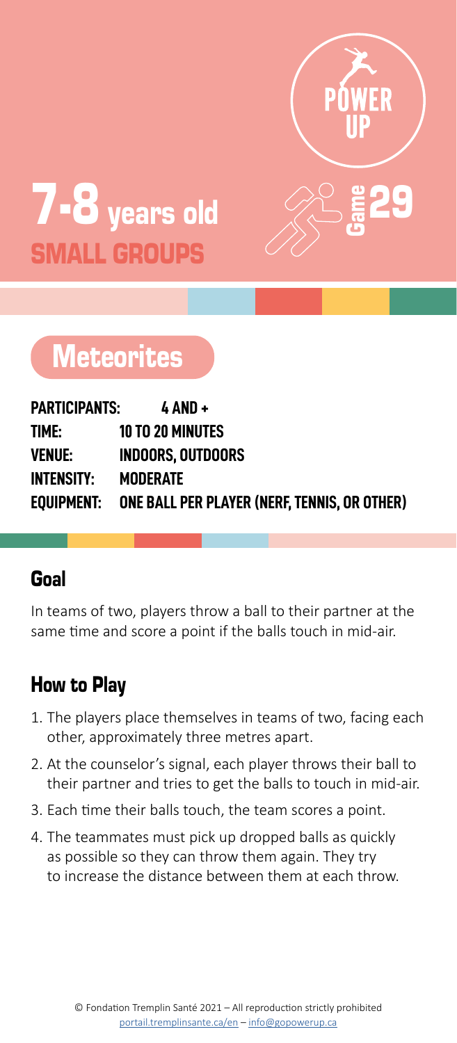# 7-8 years old SMALL GROUPS

POWER UP

Game 29

## Meteorites

**PARTICIPANTS:** 4 AND +
**TIME:** 10 TO 20 MINUTES
**VENUE:** INDOORS, OUTDOORS
**INTENSITY:** MODERATE
**EQUIPMENT:** ONE BALL PER PLAYER (NERF, TENNIS, OR OTHER)

### Goal

In teams of two, players throw a ball to their partner at the same time and score a point if the balls touch in mid-air.

### How to Play

1. The players place themselves in teams of two, facing each other, approximately three metres apart.
2. At the counselor's signal, each player throws their ball to their partner and tries to get the balls to touch in mid-air.
3. Each time their balls touch, the team scores a point.
4. The teammates must pick up dropped balls as quickly as possible so they can throw them again. They try to increase the distance between them at each throw.

© Fondation Tremplin Santé 2021 – All reproduction strictly prohibited
portail.tremplinsante.ca/en – info@gopowerup.ca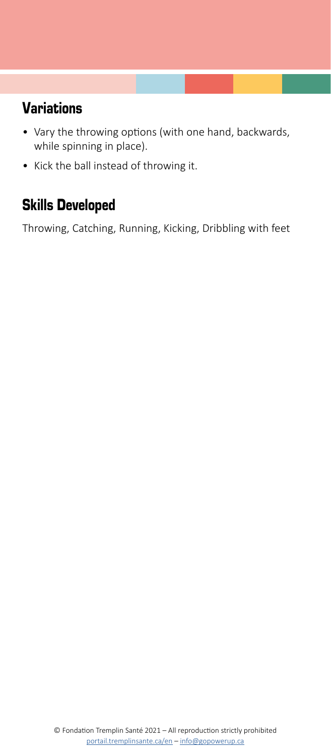## Variations

- Vary the throwing options (with one hand, backwards, while spinning in place).
- Kick the ball instead of throwing it.

## Skills Developed

Throwing, Catching, Running, Kicking, Dribbling with feet

© Fondation Tremplin Santé 2021 – All reproduction strictly prohibited
portail.tremplinsante.ca/en – info@gopowerup.ca